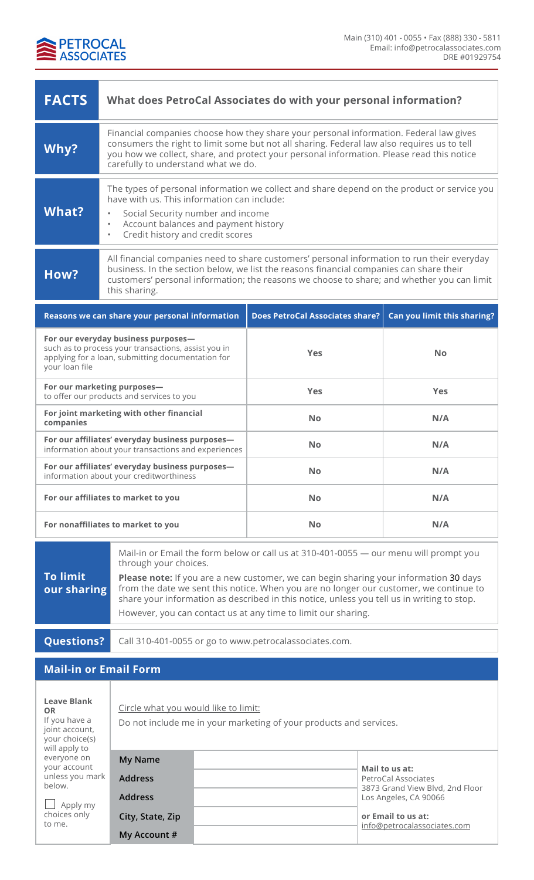PETROCAL ASSOCIATES

Main (310) 401 - 0055 • Fax (888) 330 - 5811
Email: info@petrocalassociates.com
DRE #01929754

| **FACTS** | **What does PetroCal Associates do with your personal information?** |
|---|---|
| **Why?** | Financial companies choose how they share your personal information. Federal law gives consumers the right to limit some but not all sharing. Federal law also requires us to tell you how we collect, share, and protect your personal information. Please read this notice carefully to understand what we do. |
| **What?** | The types of personal information we collect and share depend on the product or service you have with us. This information can include:<br>• Social Security number and income<br>• Account balances and payment history<br>• Credit history and credit scores |
| **How?** | All financial companies need to share customers' personal information to run their everyday business. In the section below, we list the reasons financial companies can share their customers' personal information; the reasons we choose to share; and whether you can limit this sharing. |

| Reasons we can share your personal information | Does PetroCal Associates share? | Can you limit this sharing? |
|---|---|---|
| **For our everyday business purposes—** such as to process your transactions, assist you in applying for a loan, submitting documentation for your loan file | Yes | No |
| **For our marketing purposes—** to offer our products and services to you | Yes | Yes |
| **For joint marketing with other financial companies** | No | N/A |
| **For our affiliates' everyday business purposes—** information about your transactions and experiences | No | N/A |
| **For our affiliates' everyday business purposes—** information about your creditworthiness | No | N/A |
| **For our affiliates to market to you** | No | N/A |
| **For nonaffiliates to market to you** | No | N/A |

| **To limit our sharing** | Mail-in or Email the form below or call us at 310-401-0055 — our menu will prompt you through your choices.<br><br>**Please note:** If you are a new customer, we can begin sharing your information 30 days from the date we sent this notice. When you are no longer our customer, we continue to share your information as described in this notice, unless you tell us in writing to stop.<br><br>However, you can contact us at any time to limit our sharing. |
|---|---|
| **Questions?** | Call 310-401-0055 or go to www.petrocalassociates.com. |

## Mail-in or Email Form

**Leave Blank OR**
If you have a joint account, your choice(s) will apply to everyone on your account unless you mark below.

☐ Apply my choices only to me.

Circle what you would like to limit:

Do not include me in your marketing of your products and services.

| | | |
|---|---|---|
| **My Name** | | **Mail to us at:**<br>PetroCal Associates<br>3873 Grand View Blvd, 2nd Floor<br>Los Angeles, CA 90066 |
| **Address** | | |
| **Address** | | |
| **City, State, Zip** | | **or Email to us at:**<br>info@petrocalassociates.com |
| **My Account #** | | |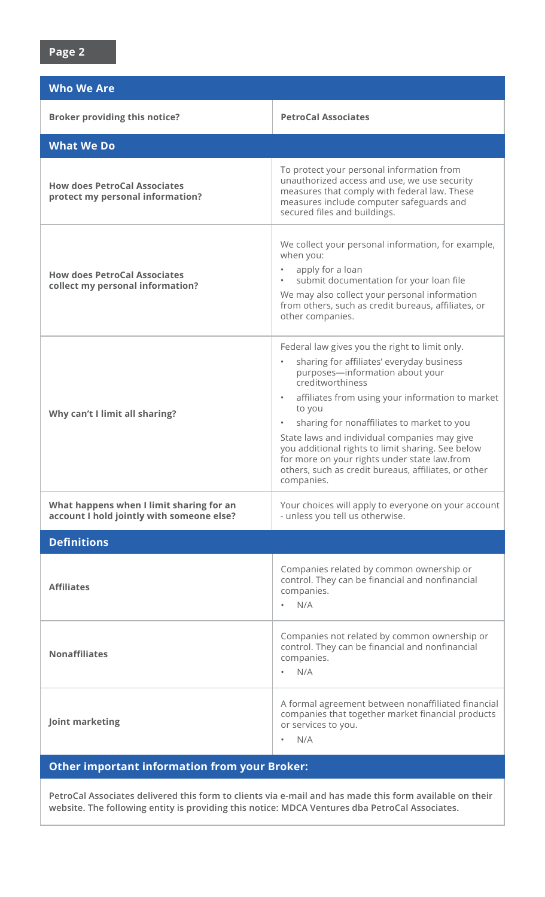| Who We Are | |
|---|---|
| **Broker providing this notice?** | **PetroCal Associates** |
| **What We Do** | |
| **How does PetroCal Associates protect my personal information?** | To protect your personal information from unauthorized access and use, we use security measures that comply with federal law. These measures include computer safeguards and secured files and buildings. |
| **How does PetroCal Associates collect my personal information?** | We collect your personal information, for example, when you:<br>• apply for a loan<br>• submit documentation for your loan file<br>We may also collect your personal information from others, such as credit bureaus, affiliates, or other companies. |
| **Why can't I limit all sharing?** | Federal law gives you the right to limit only.<br>• sharing for affiliates' everyday business purposes—information about your creditworthiness<br>• affiliates from using your information to market to you<br>• sharing for nonaffiliates to market to you<br>State laws and individual companies may give you additional rights to limit sharing. See below for more on your rights under state law.from others, such as credit bureaus, affiliates, or other companies. |
| **What happens when I limit sharing for an account I hold jointly with someone else?** | Your choices will apply to everyone on your account - unless you tell us otherwise. |
| **Definitions** | |
| **Affiliates** | Companies related by common ownership or control. They can be financial and nonfinancial companies.<br>• N/A |
| **Nonaffiliates** | Companies not related by common ownership or control. They can be financial and nonfinancial companies.<br>• N/A |
| **Joint marketing** | A formal agreement between nonaffiliated financial companies that together market financial products or services to you.<br>• N/A |

## Other important information from your Broker:

**PetroCal Associates delivered this form to clients via e-mail and has made this form available on their website. The following entity is providing this notice: MDCA Ventures dba PetroCal Associates.**